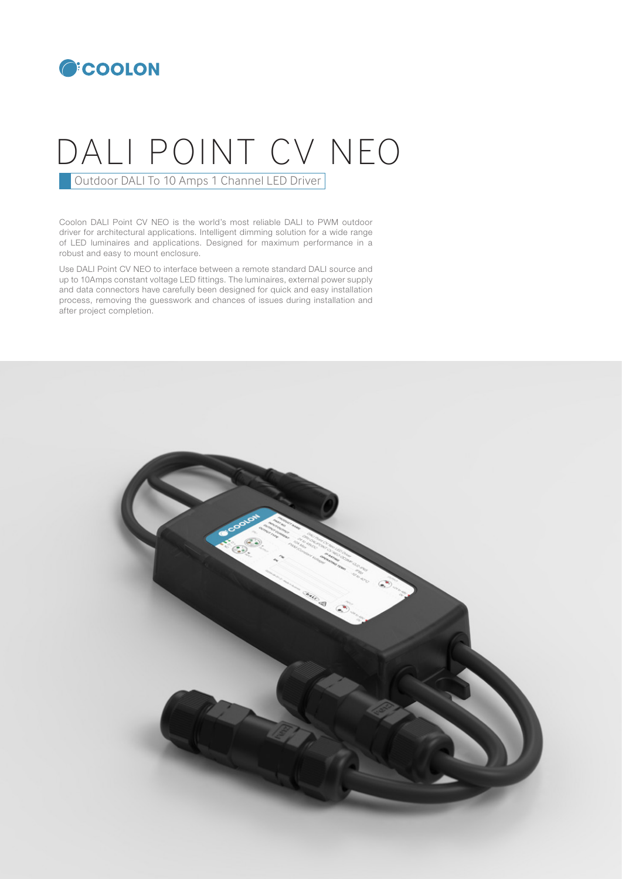COOLON

# DALI POINT CV NEO

Outdoor DALI To 10 Amps 1 Channel LED Driver

Coolon DALI Point CV NEO is the world's most reliable DALI to PWM outdoor driver for architectural applications. Intelligent dimming solution for a wide range of LED luminaires and applications. Designed for maximum performance in a robust and easy to mount enclosure.

Use DALI Point CV NEO to interface between a remote standard DALI source and up to 10Amps constant voltage LED fittings. The luminaires, external power supply and data connectors have carefully been designed for quick and easy installation process, removing the guesswork and chances of issues during installation and after project completion.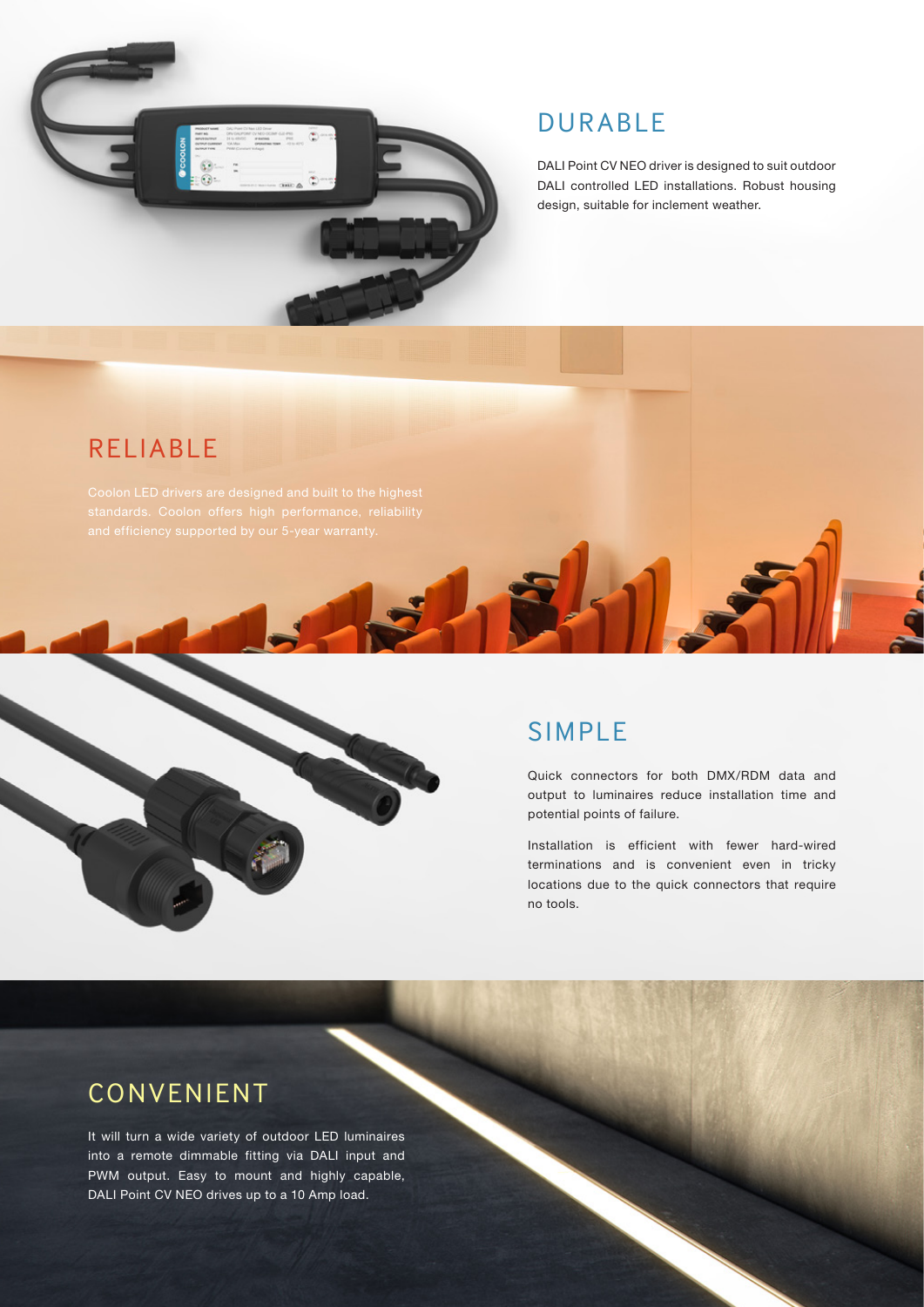## DURABLE

DALI Point CV NEO driver is designed to suit outdoor DALI controlled LED installations. Robust housing design, suitable for inclement weather.

## RELIABLE

Coolon LED drivers are designed and built to the highest standards. Coolon offers high performance, reliability and efficiency supported by our 5-year warranty.

## SIMPLE

Quick connectors for both DMX/RDM data and output to luminaires reduce installation time and potential points of failure.

Installation is efficient with fewer hard-wired terminations and is convenient even in tricky locations due to the quick connectors that require no tools.

## CONVENIENT

It will turn a wide variety of outdoor LED luminaires into a remote dimmable fitting via DALI input and PWM output. Easy to mount and highly capable, DALI Point CV NEO drives up to a 10 Amp load.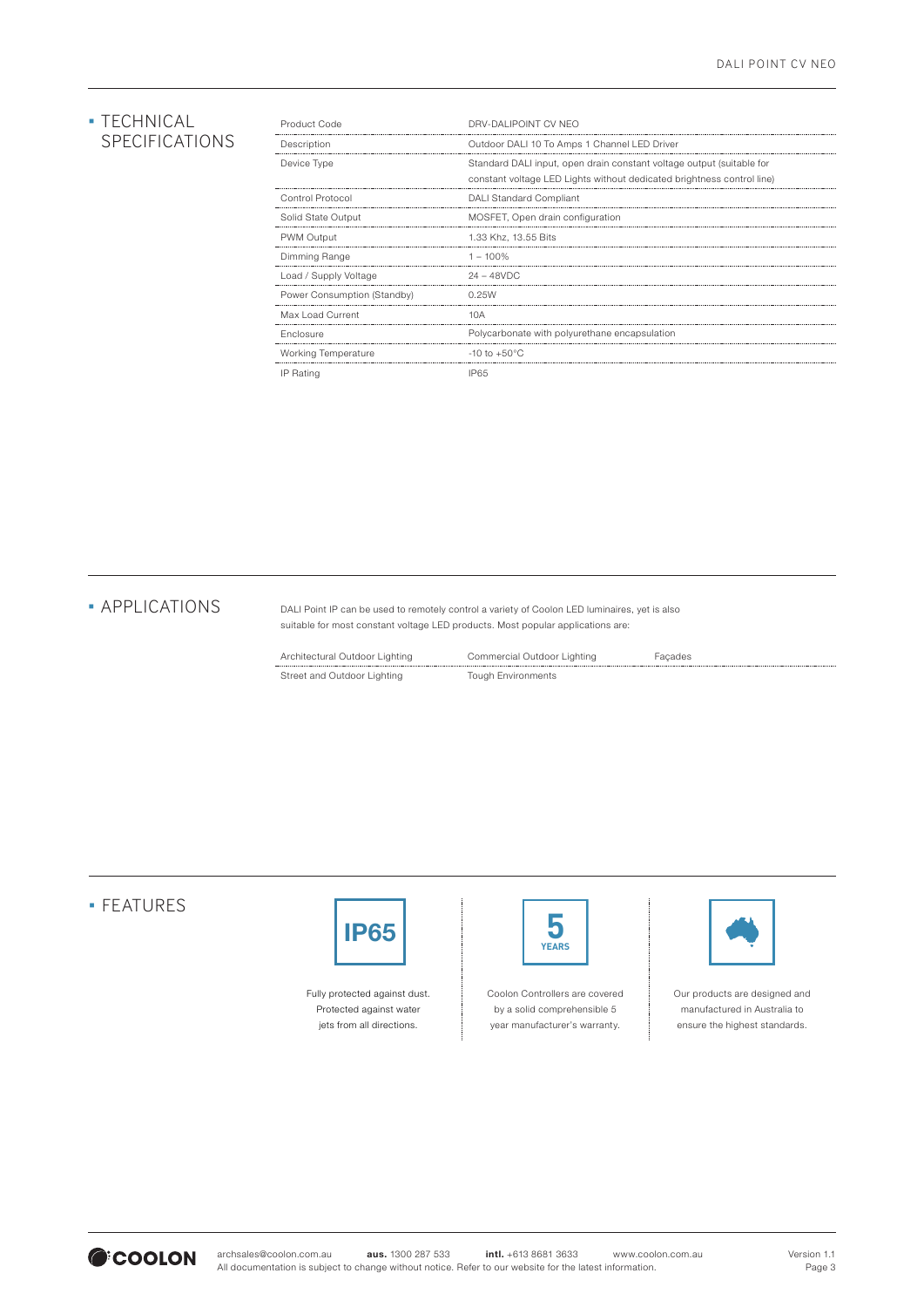## TECHNICAL SPECIFICATIONS

| | |
|---|---|
| Product Code | DRV-DALIPOINT CV NEO |
| Description | Outdoor DALI 10 To Amps 1 Channel LED Driver |
| Device Type | Standard DALI input, open drain constant voltage output (suitable for constant voltage LED Lights without dedicated brightness control line) |
| Control Protocol | DALI Standard Compliant |
| Solid State Output | MOSFET, Open drain configuration |
| PWM Output | 1.33 Khz, 13.55 Bits |
| Dimming Range | 1 – 100% |
| Load / Supply Voltage | 24 – 48VDC |
| Power Consumption (Standby) | 0.25W |
| Max Load Current | 10A |
| Enclosure | Polycarbonate with polyurethane encapsulation |
| Working Temperature | -10 to +50°C |
| IP Rating | IP65 |

## APPLICATIONS

DALI Point IP can be used to remotely control a variety of Coolon LED luminaires, yet is also suitable for most constant voltage LED products. Most popular applications are:

| | | |
|---|---|---|
| Architectural Outdoor Lighting | Commercial Outdoor Lighting | Façades |
| Street and Outdoor Lighting | Tough Environments | |

## FEATURES

IP65

Fully protected against dust. Protected against water jets from all directions.

5 YEARS

Coolon Controllers are covered by a solid comprehensible 5 year manufacturer's warranty.

Our products are designed and manufactured in Australia to ensure the highest standards.

archsales@coolon.com.au **aus.** 1300 287 533 **intl.** +613 8681 3633 www.coolon.com.au
All documentation is subject to change without notice. Refer to our website for the latest information.

Version 1.1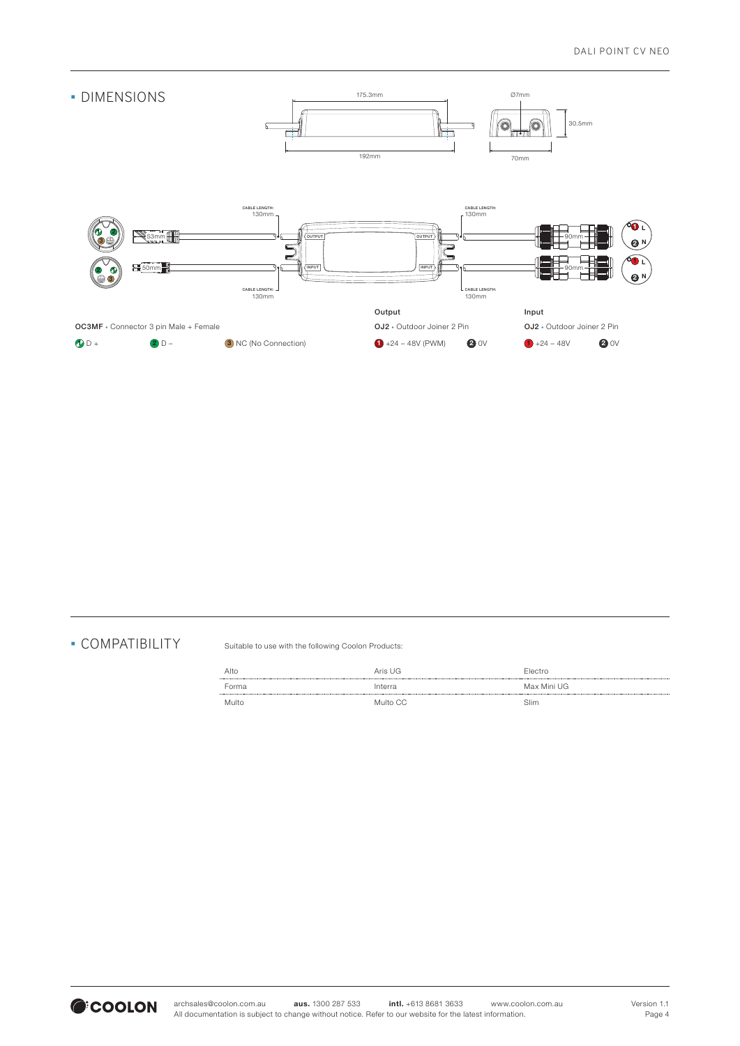## DIMENSIONS

175.3mm

192mm

Ø7mm

30.5mm

70mm

CABLE LENGTH: 130mm

CABLE LENGTH: 130mm

CABLE LENGTH: 130mm

CABLE LENGTH: 130mm

53mm

50mm

90mm

90mm

OUTPUT

INPUT

**OC3MF** • Connector 3 pin Male + Female

1 D + | 2 D – | 3 NC (No Connection)

**Output**

**OJ2** • Outdoor Joiner 2 Pin

1 +24 – 48V (PWM) | 2 0V

**Input**

**OJ2** • Outdoor Joiner 2 Pin

1 +24 – 48V | 2 0V

## COMPATIBILITY

Suitable to use with the following Coolon Products:

| | | |
|---|---|---|
| Alto | Aris UG | Electro |
| Forma | Interra | Max Mini UG |
| Multo | Multo CC | Slim |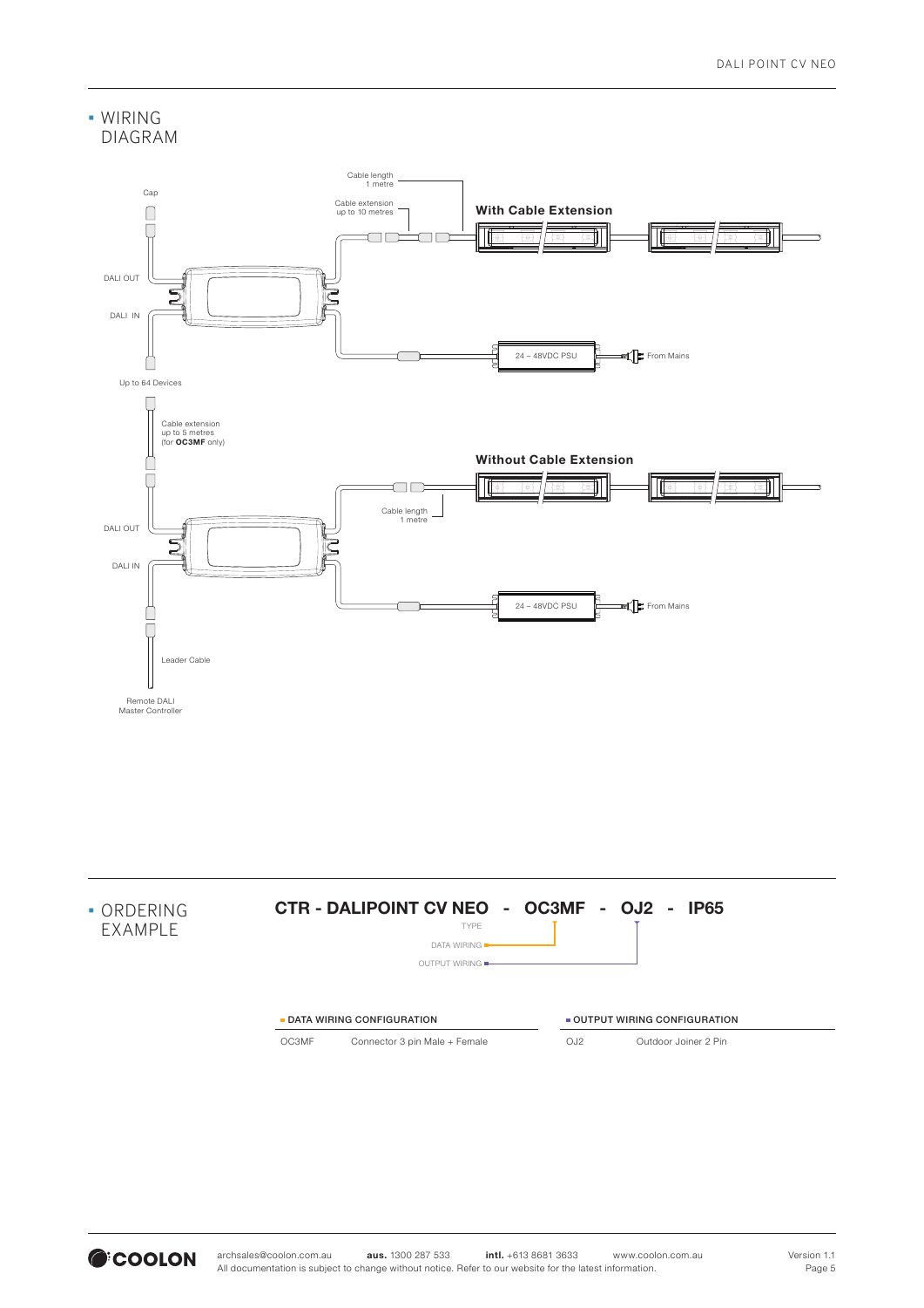## WIRING DIAGRAM

Cap

Cable length 1 metre

Cable extension up to 10 metres

**With Cable Extension**

DALI OUT

DALI IN

24 – 48VDC PSU

From Mains

Up to 64 Devices

Cable extension up to 5 metres (for **OC3MF** only)

**Without Cable Extension**

Cable length 1 metre

DALI OUT

DALI IN

24 – 48VDC PSU

From Mains

Leader Cable

Remote DALI Master Controller

## ORDERING EXAMPLE

**CTR - DALIPOINT CV NEO - OC3MF - OJ2 - IP65**

TYPE

DATA WIRING

OUTPUT WIRING

| DATA WIRING CONFIGURATION | |
|---|---|
| OC3MF | Connector 3 pin Male + Female |

| OUTPUT WIRING CONFIGURATION | |
|---|---|
| OJ2 | Outdoor Joiner 2 Pin |

COOLON archsales@coolon.com.au **aus.** 1300 287 533 **intl.** +613 8681 3633 www.coolon.com.au
All documentation is subject to change without notice. Refer to our website for the latest information.

Version 1.1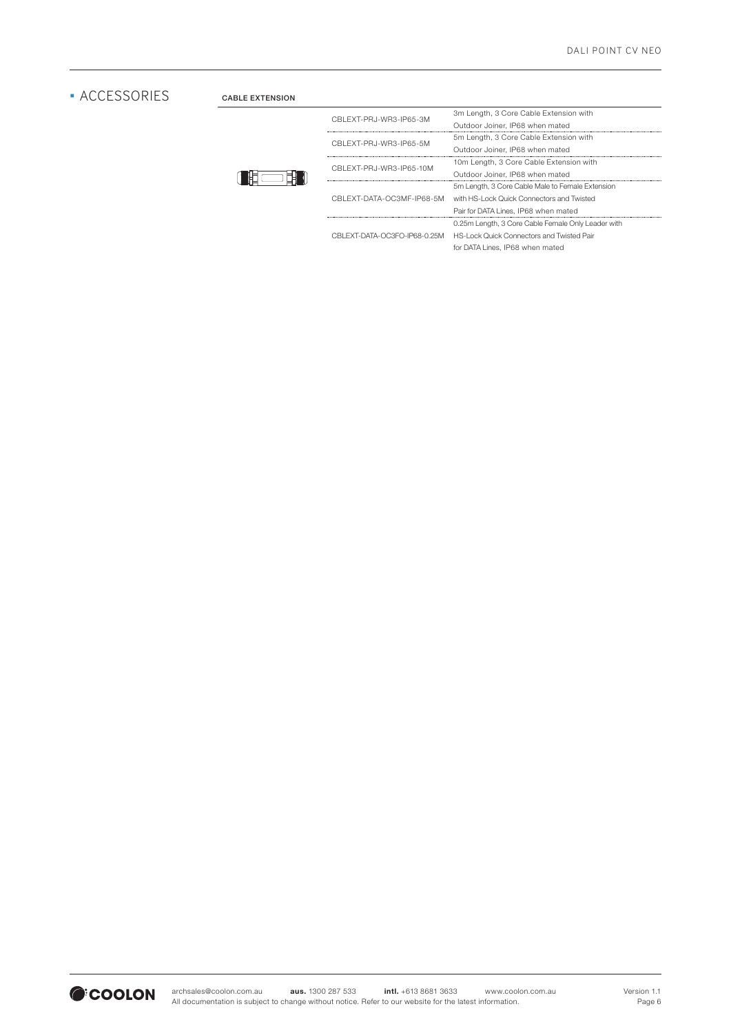# ACCESSORIES

## CABLE EXTENSION

| | |
|---|---|
| CBLEXT-PRJ-WR3-IP65-3M | 3m Length, 3 Core Cable Extension with Outdoor Joiner, IP68 when mated |
| CBLEXT-PRJ-WR3-IP65-5M | 5m Length, 3 Core Cable Extension with Outdoor Joiner, IP68 when mated |
| CBLEXT-PRJ-WR3-IP65-10M | 10m Length, 3 Core Cable Extension with Outdoor Joiner, IP68 when mated |
| CBLEXT-DATA-OC3MF-IP68-5M | 5m Length, 3 Core Cable Male to Female Extension with HS-Lock Quick Connectors and Twisted Pair for DATA Lines, IP68 when mated |
| CBLEXT-DATA-OC3FO-IP68-0.25M | 0.25m Length, 3 Core Cable Female Only Leader with HS-Lock Quick Connectors and Twisted Pair for DATA Lines, IP68 when mated |